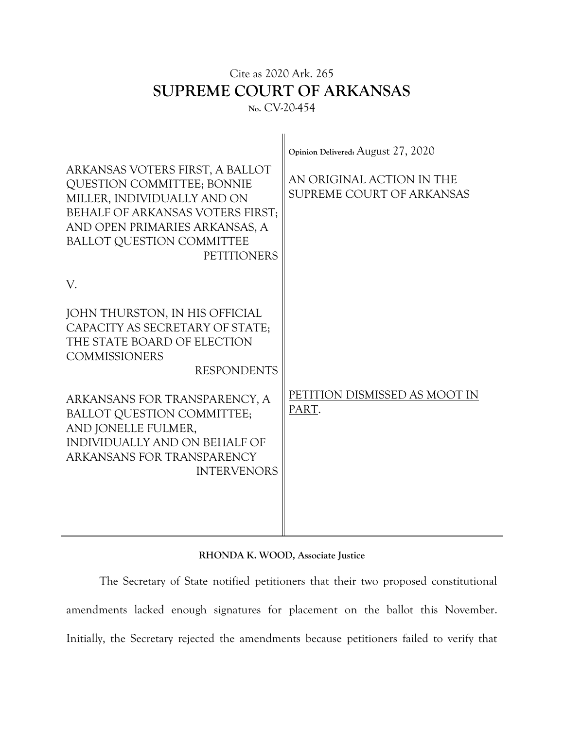Cite as 2020 Ark. 265

# SUPREME COURT OF ARKANSAS

No. CV-20-454

ARKANSAS VOTERS FIRST, A BALLOT QUESTION COMMITTEE; BONNIE MILLER, INDIVIDUALLY AND ON BEHALF OF ARKANSAS VOTERS FIRST; AND OPEN PRIMARIES ARKANSAS, A BALLOT QUESTION COMMITTEE
PETITIONERS

V.

JOHN THURSTON, IN HIS OFFICIAL CAPACITY AS SECRETARY OF STATE; THE STATE BOARD OF ELECTION COMMISSIONERS
RESPONDENTS

ARKANSANS FOR TRANSPARENCY, A BALLOT QUESTION COMMITTEE; AND JONELLE FULMER, INDIVIDUALLY AND ON BEHALF OF ARKANSANS FOR TRANSPARENCY
INTERVENORS

Opinion Delivered: August 27, 2020

AN ORIGINAL ACTION IN THE SUPREME COURT OF ARKANSAS

PETITION DISMISSED AS MOOT IN PART.

**RHONDA K. WOOD, Associate Justice**

The Secretary of State notified petitioners that their two proposed constitutional amendments lacked enough signatures for placement on the ballot this November. Initially, the Secretary rejected the amendments because petitioners failed to verify that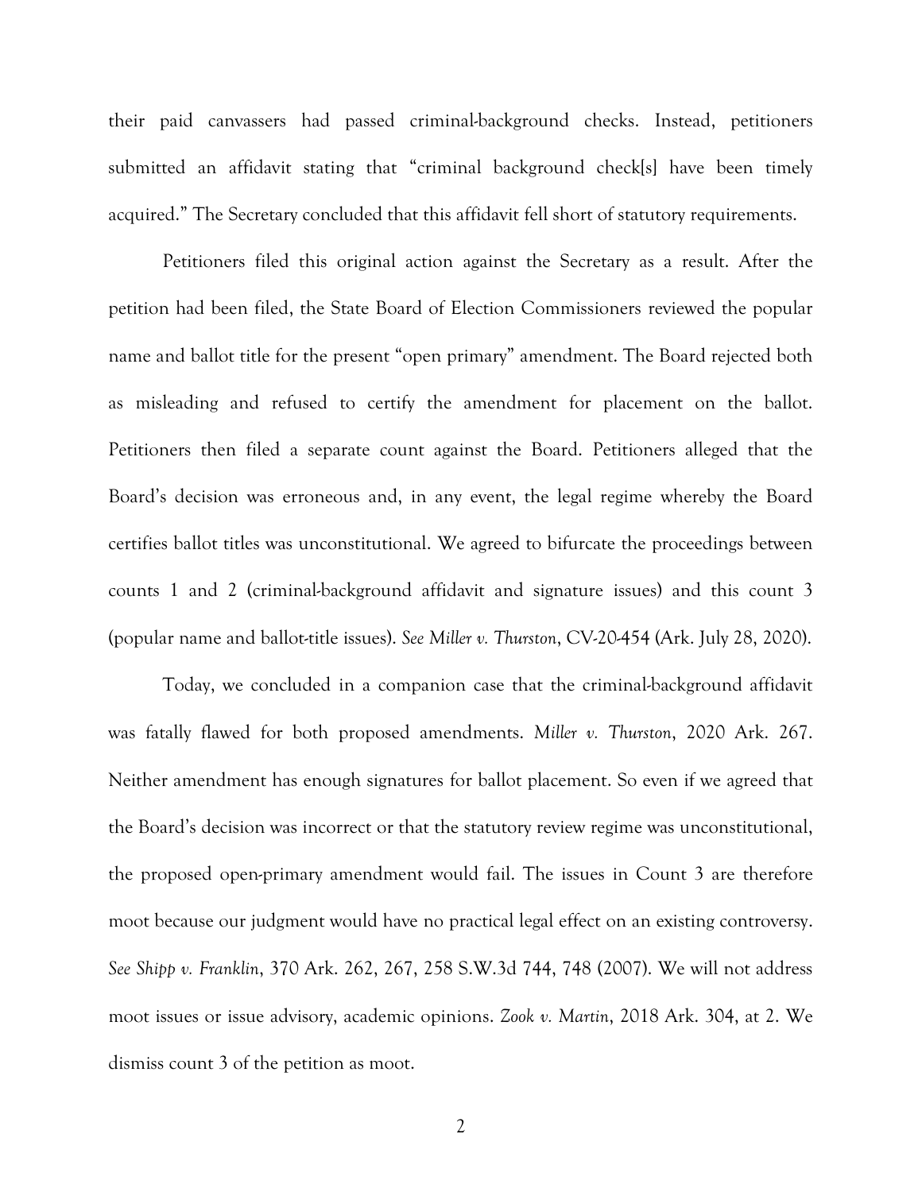their paid canvassers had passed criminal-background checks. Instead, petitioners submitted an affidavit stating that "criminal background check[s] have been timely acquired." The Secretary concluded that this affidavit fell short of statutory requirements.

Petitioners filed this original action against the Secretary as a result. After the petition had been filed, the State Board of Election Commissioners reviewed the popular name and ballot title for the present "open primary" amendment. The Board rejected both as misleading and refused to certify the amendment for placement on the ballot. Petitioners then filed a separate count against the Board. Petitioners alleged that the Board's decision was erroneous and, in any event, the legal regime whereby the Board certifies ballot titles was unconstitutional. We agreed to bifurcate the proceedings between counts 1 and 2 (criminal-background affidavit and signature issues) and this count 3 (popular name and ballot-title issues). *See Miller v. Thurston*, CV-20-454 (Ark. July 28, 2020).

Today, we concluded in a companion case that the criminal-background affidavit was fatally flawed for both proposed amendments. *Miller v. Thurston*, 2020 Ark. 267. Neither amendment has enough signatures for ballot placement. So even if we agreed that the Board's decision was incorrect or that the statutory review regime was unconstitutional, the proposed open-primary amendment would fail. The issues in Count 3 are therefore moot because our judgment would have no practical legal effect on an existing controversy. *See Shipp v. Franklin*, 370 Ark. 262, 267, 258 S.W.3d 744, 748 (2007). We will not address moot issues or issue advisory, academic opinions. *Zook v. Martin*, 2018 Ark. 304, at 2. We dismiss count 3 of the petition as moot.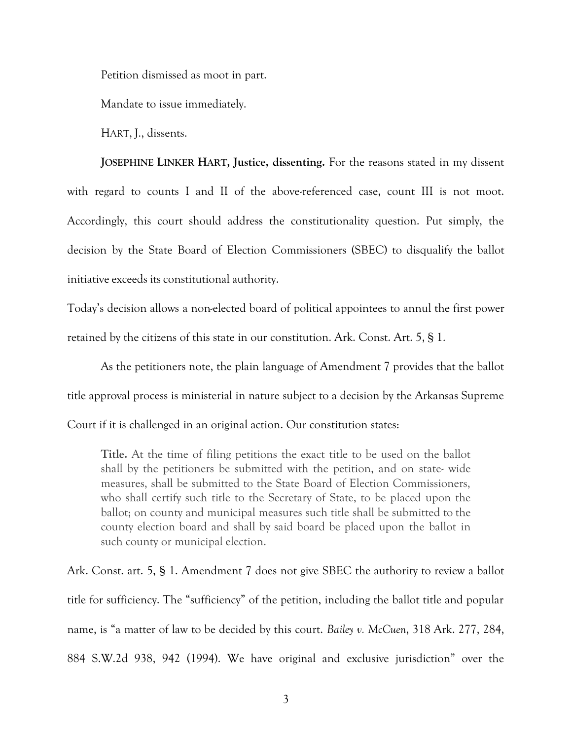Petition dismissed as moot in part.

Mandate to issue immediately.

HART, J., dissents.

**JOSEPHINE LINKER HART, Justice, dissenting.** For the reasons stated in my dissent with regard to counts I and II of the above-referenced case, count III is not moot. Accordingly, this court should address the constitutionality question. Put simply, the decision by the State Board of Election Commissioners (SBEC) to disqualify the ballot initiative exceeds its constitutional authority.

Today's decision allows a non-elected board of political appointees to annul the first power retained by the citizens of this state in our constitution. Ark. Const. Art. 5, § 1.

As the petitioners note, the plain language of Amendment 7 provides that the ballot title approval process is ministerial in nature subject to a decision by the Arkansas Supreme Court if it is challenged in an original action. Our constitution states:

> **Title.** At the time of filing petitions the exact title to be used on the ballot shall by the petitioners be submitted with the petition, and on state- wide measures, shall be submitted to the State Board of Election Commissioners, who shall certify such title to the Secretary of State, to be placed upon the ballot; on county and municipal measures such title shall be submitted to the county election board and shall by said board be placed upon the ballot in such county or municipal election.

Ark. Const. art. 5, § 1. Amendment 7 does not give SBEC the authority to review a ballot title for sufficiency. The "sufficiency" of the petition, including the ballot title and popular name, is "a matter of law to be decided by this court. *Bailey v. McCuen*, 318 Ark. 277, 284, 884 S.W.2d 938, 942 (1994). We have original and exclusive jurisdiction" over the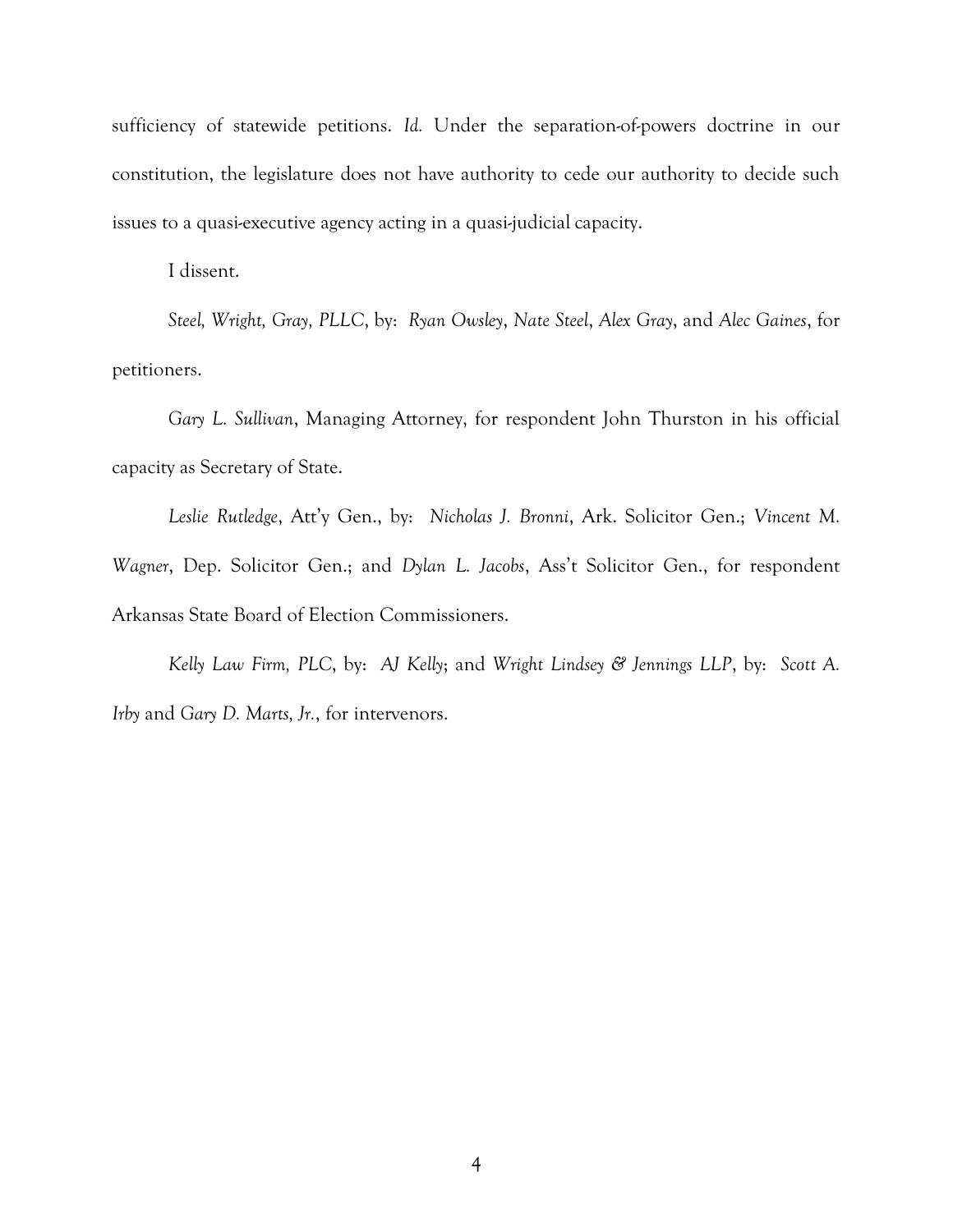sufficiency of statewide petitions. *Id.* Under the separation-of-powers doctrine in our constitution, the legislature does not have authority to cede our authority to decide such issues to a quasi-executive agency acting in a quasi-judicial capacity.

I dissent.

*Steel, Wright, Gray, PLLC*, by: *Ryan Owsley*, *Nate Steel*, *Alex Gray*, and *Alec Gaines*, for petitioners.

*Gary L. Sullivan*, Managing Attorney, for respondent John Thurston in his official capacity as Secretary of State.

*Leslie Rutledge*, Att'y Gen., by: *Nicholas J. Bronni*, Ark. Solicitor Gen.; *Vincent M. Wagner*, Dep. Solicitor Gen.; and *Dylan L. Jacobs*, Ass't Solicitor Gen., for respondent Arkansas State Board of Election Commissioners.

*Kelly Law Firm, PLC*, by: *AJ Kelly*; and *Wright Lindsey & Jennings LLP*, by: *Scott A. Irby* and *Gary D. Marts, Jr.*, for intervenors.